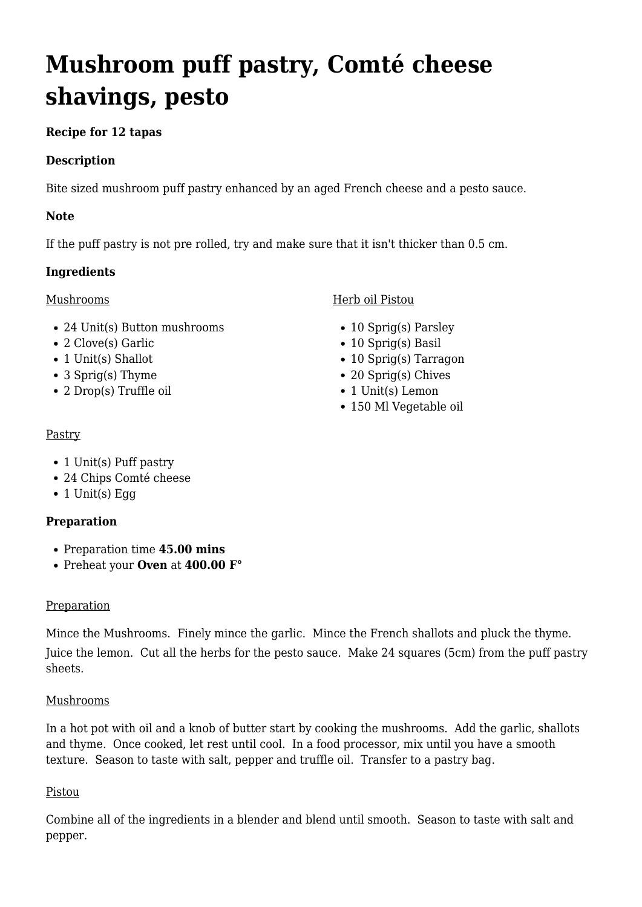# Mushroom puff pastry, Comté cheese shavings, pesto

**Recipe for 12 tapas**

**Description**

Bite sized mushroom puff pastry enhanced by an aged French cheese and a pesto sauce.

**Note**

If the puff pastry is not pre rolled, try and make sure that it isn't thicker than 0.5 cm.

**Ingredients**

Mushrooms

- 24 Unit(s) Button mushrooms
- 2 Clove(s) Garlic
- 1 Unit(s) Shallot
- 3 Sprig(s) Thyme
- 2 Drop(s) Truffle oil

Herb oil Pistou

- 10 Sprig(s) Parsley
- 10 Sprig(s) Basil
- 10 Sprig(s) Tarragon
- 20 Sprig(s) Chives
- 1 Unit(s) Lemon
- 150 Ml Vegetable oil

Pastry

- 1 Unit(s) Puff pastry
- 24 Chips Comté cheese
- 1 Unit(s) Egg

**Preparation**

- Preparation time **45.00 mins**
- Preheat your **Oven** at **400.00 F°**

Preparation

Mince the Mushrooms. Finely mince the garlic. Mince the French shallots and pluck the thyme. Juice the lemon. Cut all the herbs for the pesto sauce. Make 24 squares (5cm) from the puff pastry sheets.

Mushrooms

In a hot pot with oil and a knob of butter start by cooking the mushrooms. Add the garlic, shallots and thyme. Once cooked, let rest until cool. In a food processor, mix until you have a smooth texture. Season to taste with salt, pepper and truffle oil. Transfer to a pastry bag.

Pistou

Combine all of the ingredients in a blender and blend until smooth. Season to taste with salt and pepper.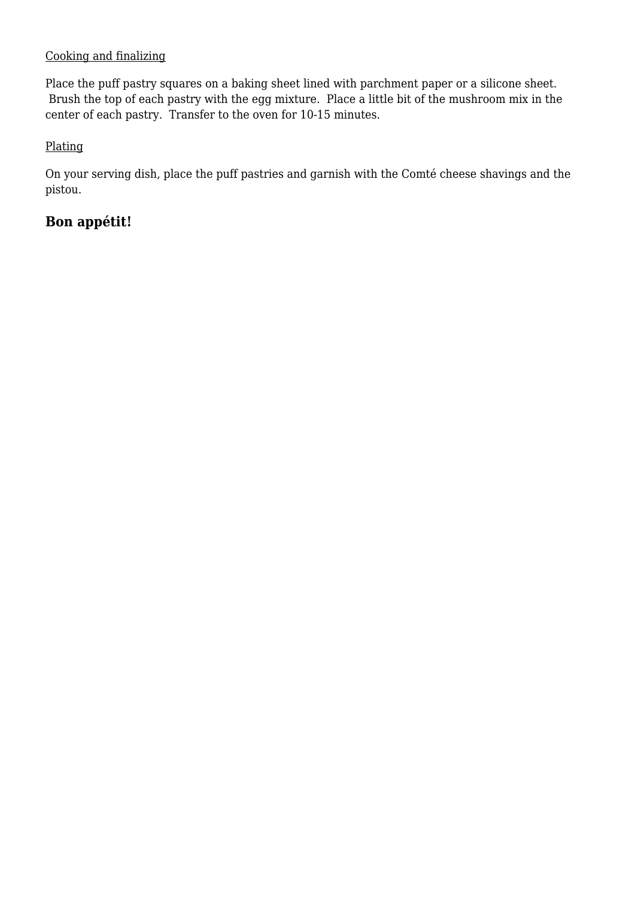<u>Cooking and finalizing</u>

Place the puff pastry squares on a baking sheet lined with parchment paper or a silicone sheet. Brush the top of each pastry with the egg mixture. Place a little bit of the mushroom mix in the center of each pastry. Transfer to the oven for 10-15 minutes.

<u>Plating</u>

On your serving dish, place the puff pastries and garnish with the Comté cheese shavings and the pistou.

## Bon appétit!